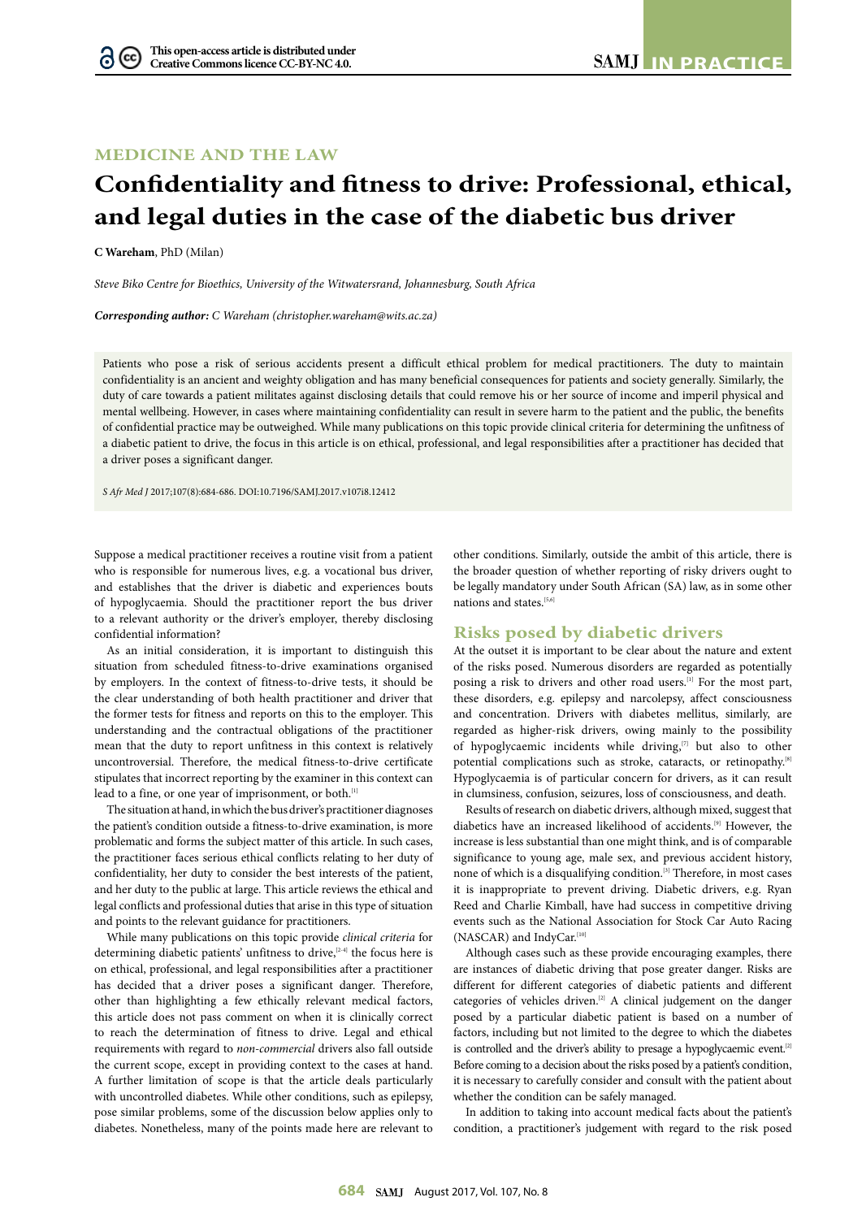MEDICINE AND THE LAW

# Confidentiality and fitness to drive: Professional, ethical, and legal duties in the case of the diabetic bus driver

**C Wareham**, PhD (Milan)

*Steve Biko Centre for Bioethics, University of the Witwatersrand, Johannesburg, South Africa*

***Corresponding author:** C Wareham (christopher.wareham@wits.ac.za)*

Patients who pose a risk of serious accidents present a difficult ethical problem for medical practitioners. The duty to maintain confidentiality is an ancient and weighty obligation and has many beneficial consequences for patients and society generally. Similarly, the duty of care towards a patient militates against disclosing details that could remove his or her source of income and imperil physical and mental wellbeing. However, in cases where maintaining confidentiality can result in severe harm to the patient and the public, the benefits of confidential practice may be outweighed. While many publications on this topic provide clinical criteria for determining the unfitness of a diabetic patient to drive, the focus in this article is on ethical, professional, and legal responsibilities after a practitioner has decided that a driver poses a significant danger.

*S Afr Med J* 2017;107(8):684-686. DOI:10.7196/SAMJ.2017.v107i8.12412

Suppose a medical practitioner receives a routine visit from a patient who is responsible for numerous lives, e.g. a vocational bus driver, and establishes that the driver is diabetic and experiences bouts of hypoglycaemia. Should the practitioner report the bus driver to a relevant authority or the driver's employer, thereby disclosing confidential information?

As an initial consideration, it is important to distinguish this situation from scheduled fitness-to-drive examinations organised by employers. In the context of fitness-to-drive tests, it should be the clear understanding of both health practitioner and driver that the former tests for fitness and reports on this to the employer. This understanding and the contractual obligations of the practitioner mean that the duty to report unfitness in this context is relatively uncontroversial. Therefore, the medical fitness-to-drive certificate stipulates that incorrect reporting by the examiner in this context can lead to a fine, or one year of imprisonment, or both.[1]

The situation at hand, in which the bus driver's practitioner diagnoses the patient's condition outside a fitness-to-drive examination, is more problematic and forms the subject matter of this article. In such cases, the practitioner faces serious ethical conflicts relating to her duty of confidentiality, her duty to consider the best interests of the patient, and her duty to the public at large. This article reviews the ethical and legal conflicts and professional duties that arise in this type of situation and points to the relevant guidance for practitioners.

While many publications on this topic provide *clinical criteria* for determining diabetic patients' unfitness to drive,[2-4] the focus here is on ethical, professional, and legal responsibilities after a practitioner has decided that a driver poses a significant danger. Therefore, other than highlighting a few ethically relevant medical factors, this article does not pass comment on when it is clinically correct to reach the determination of fitness to drive. Legal and ethical requirements with regard to *non-commercial* drivers also fall outside the current scope, except in providing context to the cases at hand. A further limitation of scope is that the article deals particularly with uncontrolled diabetes. While other conditions, such as epilepsy, pose similar problems, some of the discussion below applies only to diabetes. Nonetheless, many of the points made here are relevant to other conditions. Similarly, outside the ambit of this article, there is the broader question of whether reporting of risky drivers ought to be legally mandatory under South African (SA) law, as in some other nations and states.[5,6]

## Risks posed by diabetic drivers

At the outset it is important to be clear about the nature and extent of the risks posed. Numerous disorders are regarded as potentially posing a risk to drivers and other road users.[1] For the most part, these disorders, e.g. epilepsy and narcolepsy, affect consciousness and concentration. Drivers with diabetes mellitus, similarly, are regarded as higher-risk drivers, owing mainly to the possibility of hypoglycaemic incidents while driving,[7] but also to other potential complications such as stroke, cataracts, or retinopathy.[8] Hypoglycaemia is of particular concern for drivers, as it can result in clumsiness, confusion, seizures, loss of consciousness, and death.

Results of research on diabetic drivers, although mixed, suggest that diabetics have an increased likelihood of accidents.[9] However, the increase is less substantial than one might think, and is of comparable significance to young age, male sex, and previous accident history, none of which is a disqualifying condition.[3] Therefore, in most cases it is inappropriate to prevent driving. Diabetic drivers, e.g. Ryan Reed and Charlie Kimball, have had success in competitive driving events such as the National Association for Stock Car Auto Racing (NASCAR) and IndyCar.[10]

Although cases such as these provide encouraging examples, there are instances of diabetic driving that pose greater danger. Risks are different for different categories of diabetic patients and different categories of vehicles driven.[2] A clinical judgement on the danger posed by a particular diabetic patient is based on a number of factors, including but not limited to the degree to which the diabetes is controlled and the driver's ability to presage a hypoglycaemic event.[2] Before coming to a decision about the risks posed by a patient's condition, it is necessary to carefully consider and consult with the patient about whether the condition can be safely managed.

In addition to taking into account medical facts about the patient's condition, a practitioner's judgement with regard to the risk posed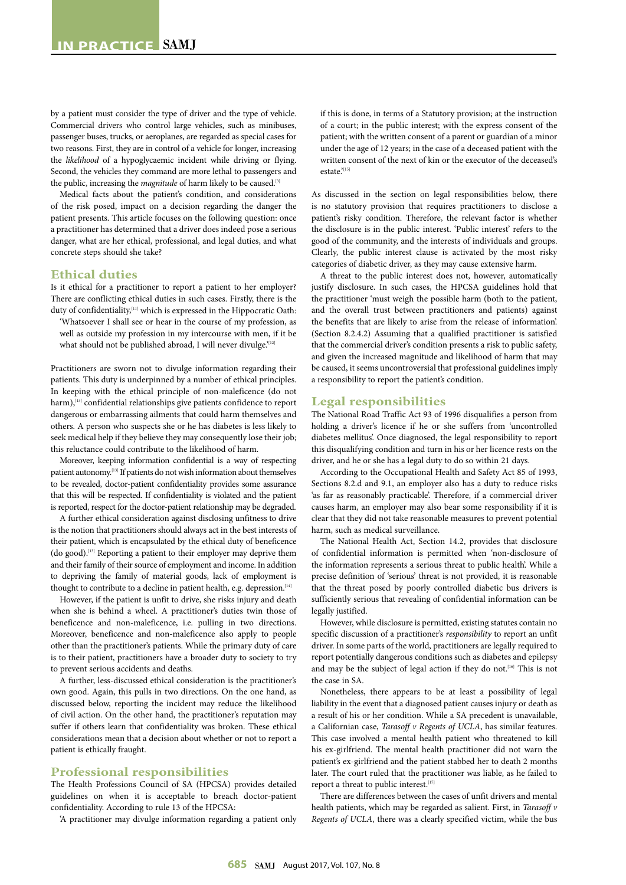by a patient must consider the type of driver and the type of vehicle. Commercial drivers who control large vehicles, such as minibuses, passenger buses, trucks, or aeroplanes, are regarded as special cases for two reasons. First, they are in control of a vehicle for longer, increasing the *likelihood* of a hypoglycaemic incident while driving or flying. Second, the vehicles they command are more lethal to passengers and the public, increasing the *magnitude* of harm likely to be caused.[3]

Medical facts about the patient's condition, and considerations of the risk posed, impact on a decision regarding the danger the patient presents. This article focuses on the following question: once a practitioner has determined that a driver does indeed pose a serious danger, what are her ethical, professional, and legal duties, and what concrete steps should she take?

## Ethical duties

Is it ethical for a practitioner to report a patient to her employer? There are conflicting ethical duties in such cases. Firstly, there is the duty of confidentiality,[11] which is expressed in the Hippocratic Oath:

> 'Whatsoever I shall see or hear in the course of my profession, as well as outside my profession in my intercourse with men, if it be what should not be published abroad, I will never divulge.'[12]

Practitioners are sworn not to divulge information regarding their patients. This duty is underpinned by a number of ethical principles. In keeping with the ethical principle of non-maleficence (do not harm),[13] confidential relationships give patients confidence to report dangerous or embarrassing ailments that could harm themselves and others. A person who suspects she or he has diabetes is less likely to seek medical help if they believe they may consequently lose their job; this reluctance could contribute to the likelihood of harm.

Moreover, keeping information confidential is a way of respecting patient autonomy.[13] If patients do not wish information about themselves to be revealed, doctor-patient confidentiality provides some assurance that this will be respected. If confidentiality is violated and the patient is reported, respect for the doctor-patient relationship may be degraded.

A further ethical consideration against disclosing unfitness to drive is the notion that practitioners should always act in the best interests of their patient, which is encapsulated by the ethical duty of beneficence (do good).[13] Reporting a patient to their employer may deprive them and their family of their source of employment and income. In addition to depriving the family of material goods, lack of employment is thought to contribute to a decline in patient health, e.g. depression.[14]

However, if the patient is unfit to drive, she risks injury and death when she is behind a wheel. A practitioner's duties twin those of beneficence and non-maleficence, i.e. pulling in two directions. Moreover, beneficence and non-maleficence also apply to people other than the practitioner's patients. While the primary duty of care is to their patient, practitioners have a broader duty to society to try to prevent serious accidents and deaths.

A further, less-discussed ethical consideration is the practitioner's own good. Again, this pulls in two directions. On the one hand, as discussed below, reporting the incident may reduce the likelihood of civil action. On the other hand, the practitioner's reputation may suffer if others learn that confidentiality was broken. These ethical considerations mean that a decision about whether or not to report a patient is ethically fraught.

## Professional responsibilities

The Health Professions Council of SA (HPCSA) provides detailed guidelines on when it is acceptable to breach doctor-patient confidentiality. According to rule 13 of the HPCSA:

> 'A practitioner may divulge information regarding a patient only if this is done, in terms of a Statutory provision; at the instruction of a court; in the public interest; with the express consent of the patient; with the written consent of a parent or guardian of a minor under the age of 12 years; in the case of a deceased patient with the written consent of the next of kin or the executor of the deceased's estate.'[15]

As discussed in the section on legal responsibilities below, there is no statutory provision that requires practitioners to disclose a patient's risky condition. Therefore, the relevant factor is whether the disclosure is in the public interest. 'Public interest' refers to the good of the community, and the interests of individuals and groups. Clearly, the public interest clause is activated by the most risky categories of diabetic driver, as they may cause extensive harm.

A threat to the public interest does not, however, automatically justify disclosure. In such cases, the HPCSA guidelines hold that the practitioner 'must weigh the possible harm (both to the patient, and the overall trust between practitioners and patients) against the benefits that are likely to arise from the release of information'. (Section 8.2.4.2) Assuming that a qualified practitioner is satisfied that the commercial driver's condition presents a risk to public safety, and given the increased magnitude and likelihood of harm that may be caused, it seems uncontroversial that professional guidelines imply a responsibility to report the patient's condition.

## Legal responsibilities

The National Road Traffic Act 93 of 1996 disqualifies a person from holding a driver's licence if he or she suffers from 'uncontrolled diabetes mellitus'. Once diagnosed, the legal responsibility to report this disqualifying condition and turn in his or her licence rests on the driver, and he or she has a legal duty to do so within 21 days.

According to the Occupational Health and Safety Act 85 of 1993, Sections 8.2.d and 9.1, an employer also has a duty to reduce risks 'as far as reasonably practicable'. Therefore, if a commercial driver causes harm, an employer may also bear some responsibility if it is clear that they did not take reasonable measures to prevent potential harm, such as medical surveillance.

The National Health Act, Section 14.2, provides that disclosure of confidential information is permitted when 'non-disclosure of the information represents a serious threat to public health'. While a precise definition of 'serious' threat is not provided, it is reasonable that the threat posed by poorly controlled diabetic bus drivers is sufficiently serious that revealing of confidential information can be legally justified.

However, while disclosure is permitted, existing statutes contain no specific discussion of a practitioner's *responsibility* to report an unfit driver. In some parts of the world, practitioners are legally required to report potentially dangerous conditions such as diabetes and epilepsy and may be the subject of legal action if they do not.[16] This is not the case in SA.

Nonetheless, there appears to be at least a possibility of legal liability in the event that a diagnosed patient causes injury or death as a result of his or her condition. While a SA precedent is unavailable, a Californian case, *Tarasoff v Regents of UCLA*, has similar features. This case involved a mental health patient who threatened to kill his ex-girlfriend. The mental health practitioner did not warn the patient's ex-girlfriend and the patient stabbed her to death 2 months later. The court ruled that the practitioner was liable, as he failed to report a threat to public interest.[17]

There are differences between the cases of unfit drivers and mental health patients, which may be regarded as salient. First, in *Tarasoff v Regents of UCLA*, there was a clearly specified victim, while the bus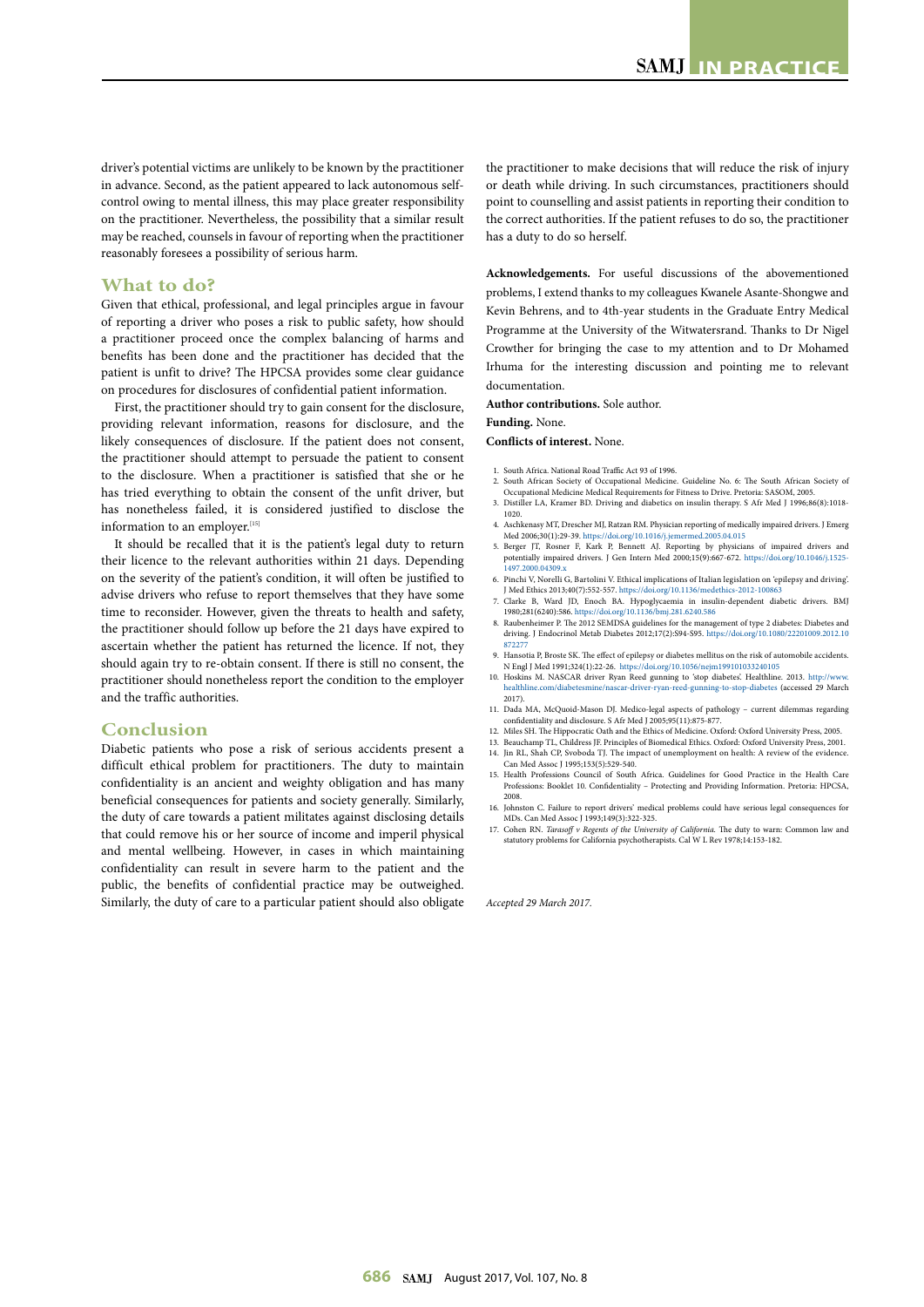driver's potential victims are unlikely to be known by the practitioner in advance. Second, as the patient appeared to lack autonomous self-control owing to mental illness, this may place greater responsibility on the practitioner. Nevertheless, the possibility that a similar result may be reached, counsels in favour of reporting when the practitioner reasonably foresees a possibility of serious harm.

## What to do?

Given that ethical, professional, and legal principles argue in favour of reporting a driver who poses a risk to public safety, how should a practitioner proceed once the complex balancing of harms and benefits has been done and the practitioner has decided that the patient is unfit to drive? The HPCSA provides some clear guidance on procedures for disclosures of confidential patient information.

First, the practitioner should try to gain consent for the disclosure, providing relevant information, reasons for disclosure, and the likely consequences of disclosure. If the patient does not consent, the practitioner should attempt to persuade the patient to consent to the disclosure. When a practitioner is satisfied that she or he has tried everything to obtain the consent of the unfit driver, but has nonetheless failed, it is considered justified to disclose the information to an employer.[15]

It should be recalled that it is the patient's legal duty to return their licence to the relevant authorities within 21 days. Depending on the severity of the patient's condition, it will often be justified to advise drivers who refuse to report themselves that they have some time to reconsider. However, given the threats to health and safety, the practitioner should follow up before the 21 days have expired to ascertain whether the patient has returned the licence. If not, they should again try to re-obtain consent. If there is still no consent, the practitioner should nonetheless report the condition to the employer and the traffic authorities.

## Conclusion

Diabetic patients who pose a risk of serious accidents present a difficult ethical problem for practitioners. The duty to maintain confidentiality is an ancient and weighty obligation and has many beneficial consequences for patients and society generally. Similarly, the duty of care towards a patient militates against disclosing details that could remove his or her source of income and imperil physical and mental wellbeing. However, in cases in which maintaining confidentiality can result in severe harm to the patient and the public, the benefits of confidential practice may be outweighed. Similarly, the duty of care to a particular patient should also obligate the practitioner to make decisions that will reduce the risk of injury or death while driving. In such circumstances, practitioners should point to counselling and assist patients in reporting their condition to the correct authorities. If the patient refuses to do so, the practitioner has a duty to do so herself.

**Acknowledgements.** For useful discussions of the abovementioned problems, I extend thanks to my colleagues Kwanele Asante-Shongwe and Kevin Behrens, and to 4th-year students in the Graduate Entry Medical Programme at the University of the Witwatersrand. Thanks to Dr Nigel Crowther for bringing the case to my attention and to Dr Mohamed Irhuma for the interesting discussion and pointing me to relevant documentation.

**Author contributions.** Sole author.

**Funding.** None.

**Conflicts of interest.** None.

1. South Africa. National Road Traffic Act 93 of 1996.
2. South African Society of Occupational Medicine. Guideline No. 6: The South African Society of Occupational Medicine Medical Requirements for Fitness to Drive. Pretoria: SASOM, 2005.
3. Distiller LA, Kramer BD. Driving and diabetics on insulin therapy. S Afr Med J 1996;86(8):1018-1020.
4. Aschkenasy MT, Drescher MJ, Ratzan RM. Physician reporting of medically impaired drivers. J Emerg Med 2006;30(1):29-39. https://doi.org/10.1016/j.jemermed.2005.04.015
5. Berger JT, Rosner F, Kark P, Bennett AJ. Reporting by physicians of impaired drivers and potentially impaired drivers. J Gen Intern Med 2000;15(9):667-672. https://doi.org/10.1046/j.1525-1497.2000.04309.x
6. Pinchi V, Norelli G, Bartolini V. Ethical implications of Italian legislation on 'epilepsy and driving'. J Med Ethics 2013;40(7):552-557. https://doi.org/10.1136/medethics-2012-100863
7. Clarke B, Ward JD, Enoch BA. Hypoglycaemia in insulin-dependent diabetic drivers. BMJ 1980;281(6240):586. https://doi.org/10.1136/bmj.281.6240.586
8. Raubenheimer P. The 2012 SEMDSA guidelines for the management of type 2 diabetes: Diabetes and driving. J Endocrinol Metab Diabetes 2012;17(2):S94-S95. https://doi.org/10.1080/22201009.2012.10872277
9. Hansotia P, Broste SK. The effect of epilepsy or diabetes mellitus on the risk of automobile accidents. N Engl J Med 1991;324(1):22-26. https://doi.org/10.1056/nejm199101033240105
10. Hoskins M. NASCAR driver Ryan Reed gunning to 'stop diabetes'. Healthline. 2013. http://www.healthline.com/diabetesmine/nascar-driver-ryan-reed-gunning-to-stop-diabetes (accessed 29 March 2017).
11. Dada MA, McQuoid-Mason DJ. Medico-legal aspects of pathology – current dilemmas regarding confidentiality and disclosure. S Afr Med J 2005;95(11):875-877.
12. Miles SH. The Hippocratic Oath and the Ethics of Medicine. Oxford: Oxford University Press, 2005.
13. Beauchamp TL, Childress JF. Principles of Biomedical Ethics. Oxford: Oxford University Press, 2001.
14. Jin RL, Shah CP, Svoboda TJ. The impact of unemployment on health: A review of the evidence. Can Med Assoc J 1995;153(5):529-540.
15. Health Professions Council of South Africa. Guidelines for Good Practice in the Health Care Professions: Booklet 10. Confidentiality – Protecting and Providing Information. Pretoria: HPCSA, 2008.
16. Johnston C. Failure to report drivers' medical problems could have serious legal consequences for MDs. Can Med Assoc J 1993;149(3):322-325.
17. Cohen RN. *Tarasoff v Regents of the University of California*. The duty to warn: Common law and statutory problems for California psychotherapists. Cal W L Rev 1978;14:153-182.

*Accepted 29 March 2017.*